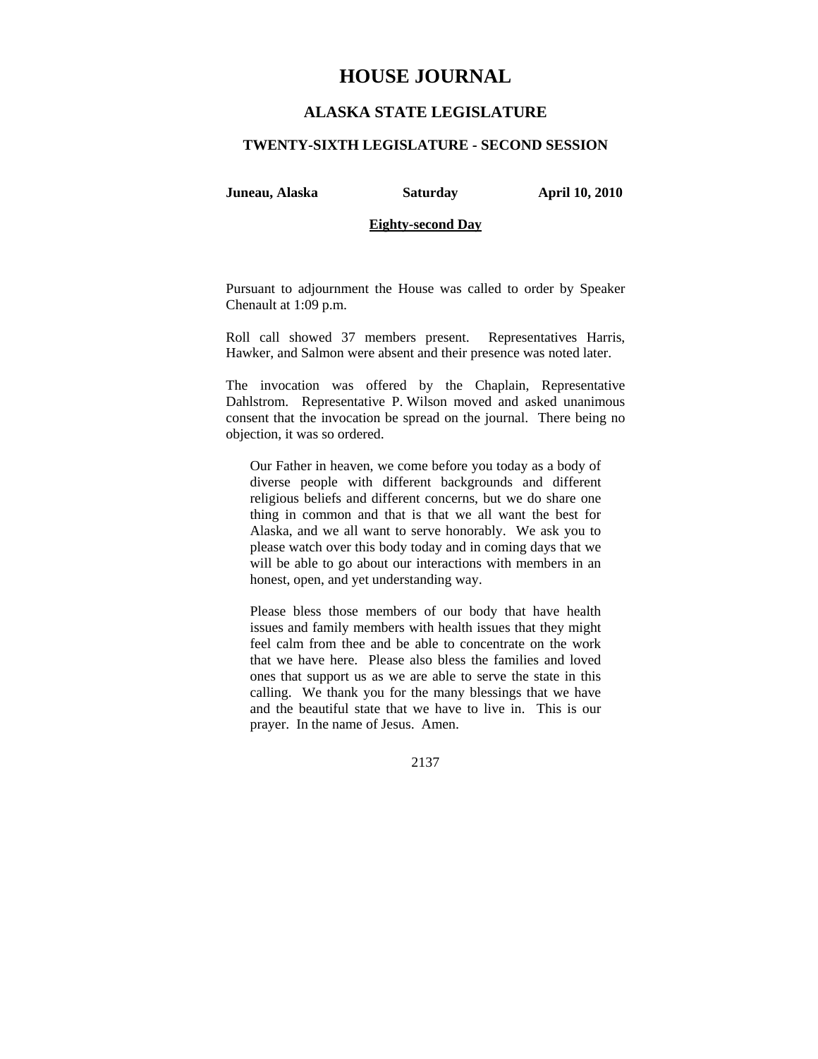# HOUSE JOURNAL

## ALASKA STATE LEGISLATURE

### TWENTY-SIXTH LEGISLATURE - SECOND SESSION

**Juneau, Alaska** **Saturday** **April 10, 2010**

**Eighty-second Day**

Pursuant to adjournment the House was called to order by Speaker Chenault at 1:09 p.m.

Roll call showed 37 members present. Representatives Harris, Hawker, and Salmon were absent and their presence was noted later.

The invocation was offered by the Chaplain, Representative Dahlstrom. Representative P. Wilson moved and asked unanimous consent that the invocation be spread on the journal. There being no objection, it was so ordered.

> Our Father in heaven, we come before you today as a body of diverse people with different backgrounds and different religious beliefs and different concerns, but we do share one thing in common and that is that we all want the best for Alaska, and we all want to serve honorably. We ask you to please watch over this body today and in coming days that we will be able to go about our interactions with members in an honest, open, and yet understanding way.
>
> Please bless those members of our body that have health issues and family members with health issues that they might feel calm from thee and be able to concentrate on the work that we have here. Please also bless the families and loved ones that support us as we are able to serve the state in this calling. We thank you for the many blessings that we have and the beautiful state that we have to live in. This is our prayer. In the name of Jesus. Amen.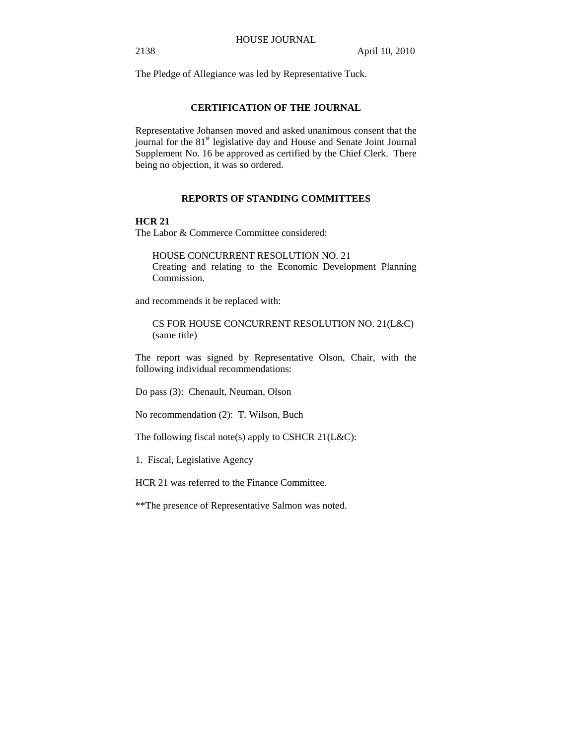The Pledge of Allegiance was led by Representative Tuck.

## CERTIFICATION OF THE JOURNAL

Representative Johansen moved and asked unanimous consent that the journal for the 81st legislative day and House and Senate Joint Journal Supplement No. 16 be approved as certified by the Chief Clerk. There being no objection, it was so ordered.

## REPORTS OF STANDING COMMITTEES

**HCR 21**

The Labor & Commerce Committee considered:

> HOUSE CONCURRENT RESOLUTION NO. 21
> Creating and relating to the Economic Development Planning Commission.

and recommends it be replaced with:

> CS FOR HOUSE CONCURRENT RESOLUTION NO. 21(L&C)
> (same title)

The report was signed by Representative Olson, Chair, with the following individual recommendations:

Do pass (3): Chenault, Neuman, Olson

No recommendation (2): T. Wilson, Buch

The following fiscal note(s) apply to CSHCR 21(L&C):

1. Fiscal, Legislative Agency

HCR 21 was referred to the Finance Committee.

**The presence of Representative Salmon was noted.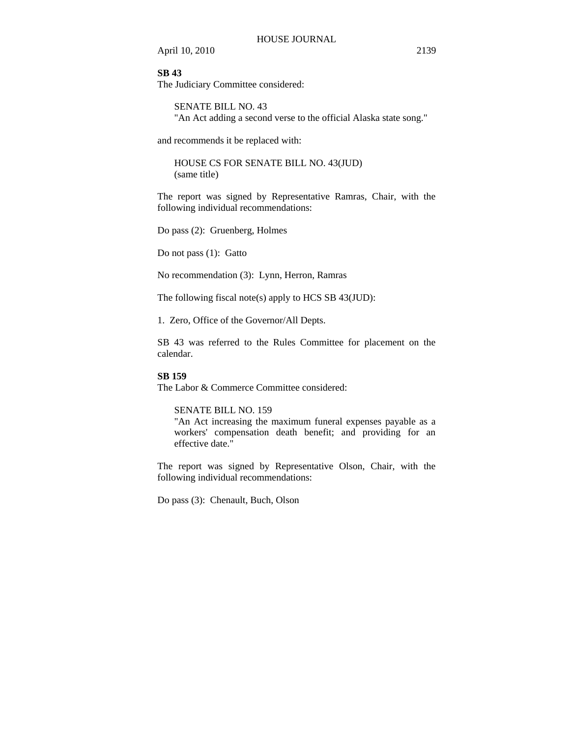**SB 43**

The Judiciary Committee considered:

> SENATE BILL NO. 43
> "An Act adding a second verse to the official Alaska state song."

and recommends it be replaced with:

> HOUSE CS FOR SENATE BILL NO. 43(JUD)
> (same title)

The report was signed by Representative Ramras, Chair, with the following individual recommendations:

Do pass (2): Gruenberg, Holmes

Do not pass (1): Gatto

No recommendation (3): Lynn, Herron, Ramras

The following fiscal note(s) apply to HCS SB 43(JUD):

1. Zero, Office of the Governor/All Depts.

SB 43 was referred to the Rules Committee for placement on the calendar.

**SB 159**

The Labor & Commerce Committee considered:

> SENATE BILL NO. 159
> "An Act increasing the maximum funeral expenses payable as a workers' compensation death benefit; and providing for an effective date."

The report was signed by Representative Olson, Chair, with the following individual recommendations:

Do pass (3): Chenault, Buch, Olson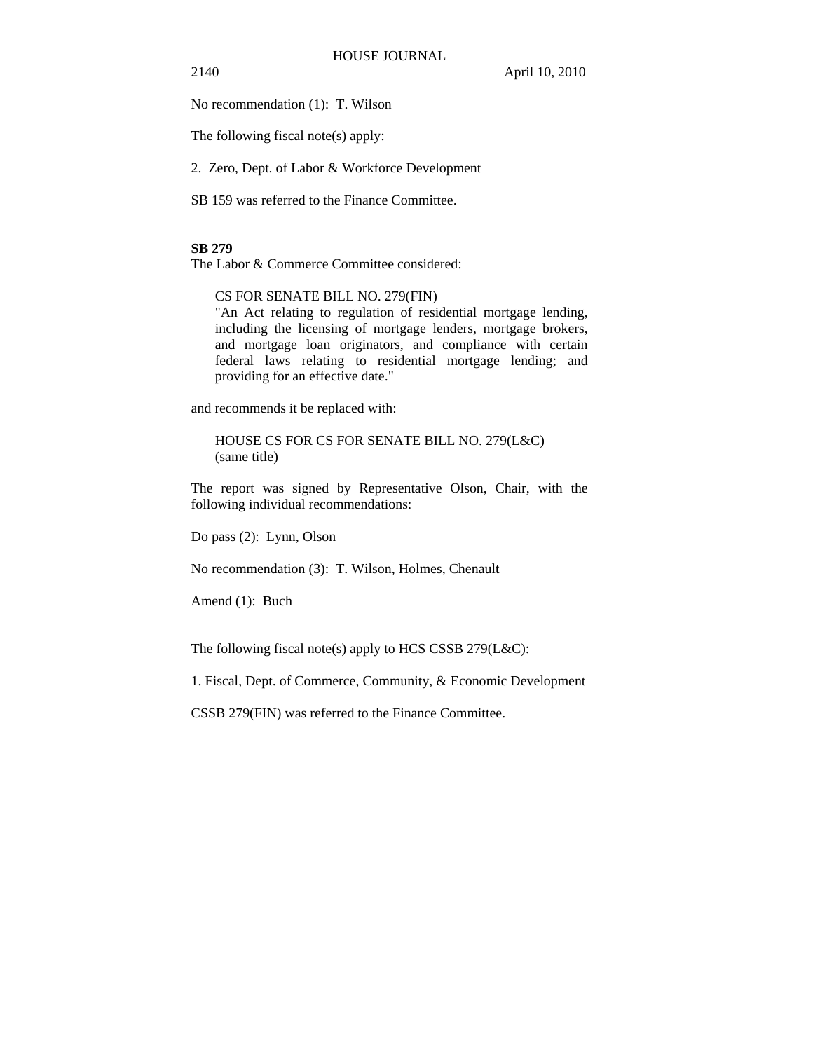No recommendation (1): T. Wilson

The following fiscal note(s) apply:

2. Zero, Dept. of Labor & Workforce Development

SB 159 was referred to the Finance Committee.

**SB 279**

The Labor & Commerce Committee considered:

> CS FOR SENATE BILL NO. 279(FIN)
> "An Act relating to regulation of residential mortgage lending, including the licensing of mortgage lenders, mortgage brokers, and mortgage loan originators, and compliance with certain federal laws relating to residential mortgage lending; and providing for an effective date."

and recommends it be replaced with:

> HOUSE CS FOR CS FOR SENATE BILL NO. 279(L&C)
> (same title)

The report was signed by Representative Olson, Chair, with the following individual recommendations:

Do pass (2): Lynn, Olson

No recommendation (3): T. Wilson, Holmes, Chenault

Amend (1): Buch

The following fiscal note(s) apply to HCS CSSB 279(L&C):

1. Fiscal, Dept. of Commerce, Community, & Economic Development

CSSB 279(FIN) was referred to the Finance Committee.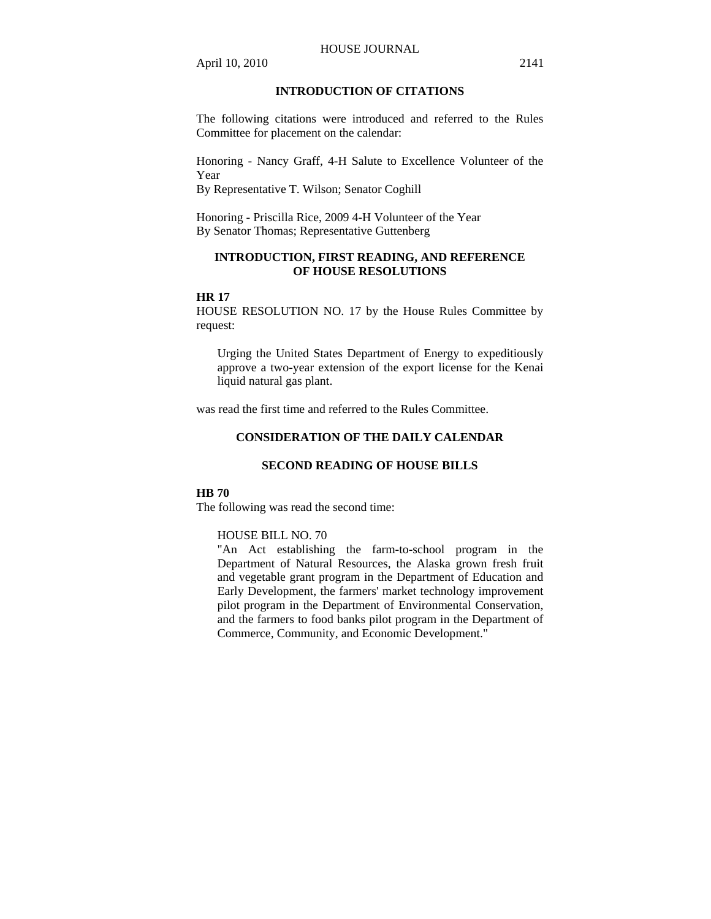## INTRODUCTION OF CITATIONS

The following citations were introduced and referred to the Rules Committee for placement on the calendar:

Honoring - Nancy Graff, 4-H Salute to Excellence Volunteer of the Year
By Representative T. Wilson; Senator Coghill

Honoring - Priscilla Rice, 2009 4-H Volunteer of the Year
By Senator Thomas; Representative Guttenberg

## INTRODUCTION, FIRST READING, AND REFERENCE OF HOUSE RESOLUTIONS

**HR 17**

HOUSE RESOLUTION NO. 17 by the House Rules Committee by request:

> Urging the United States Department of Energy to expeditiously approve a two-year extension of the export license for the Kenai liquid natural gas plant.

was read the first time and referred to the Rules Committee.

## CONSIDERATION OF THE DAILY CALENDAR

## SECOND READING OF HOUSE BILLS

**HB 70**

The following was read the second time:

> HOUSE BILL NO. 70
> "An Act establishing the farm-to-school program in the Department of Natural Resources, the Alaska grown fresh fruit and vegetable grant program in the Department of Education and Early Development, the farmers' market technology improvement pilot program in the Department of Environmental Conservation, and the farmers to food banks pilot program in the Department of Commerce, Community, and Economic Development."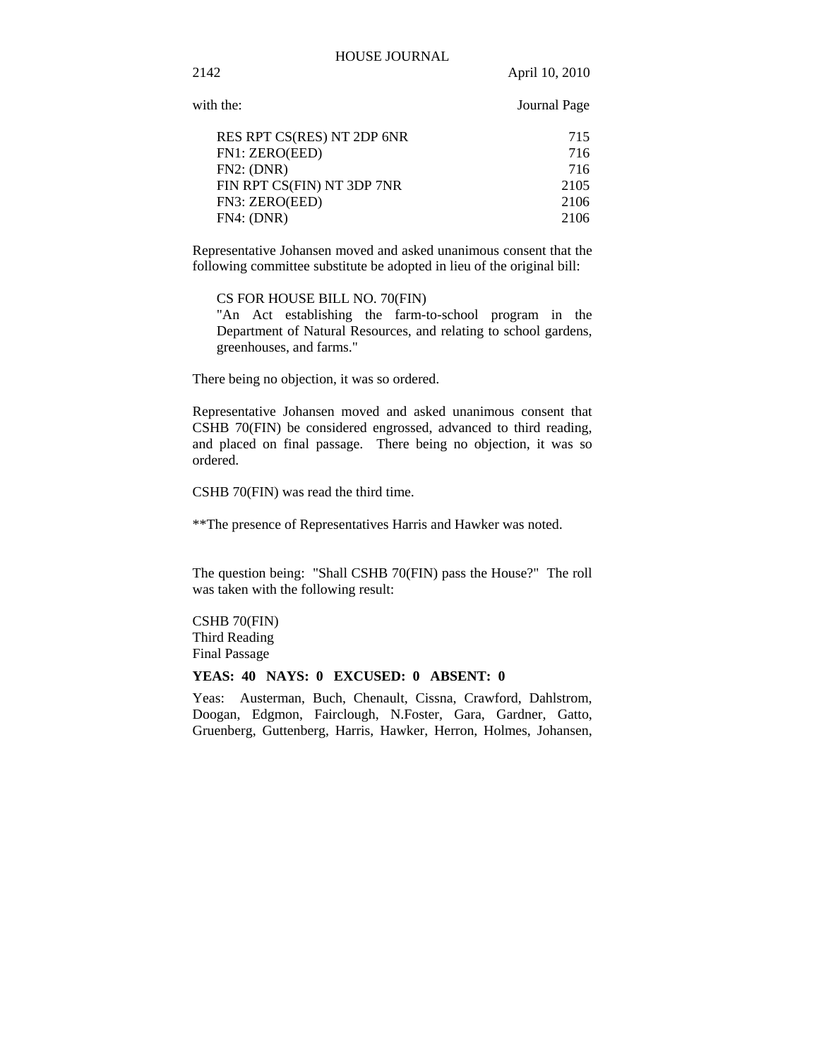with the: Journal Page

| | |
|---|---|
| RES RPT CS(RES) NT 2DP 6NR | 715 |
| FN1: ZERO(EED) | 716 |
| FN2: (DNR) | 716 |
| FIN RPT CS(FIN) NT 3DP 7NR | 2105 |
| FN3: ZERO(EED) | 2106 |
| FN4: (DNR) | 2106 |

Representative Johansen moved and asked unanimous consent that the following committee substitute be adopted in lieu of the original bill:

CS FOR HOUSE BILL NO. 70(FIN)
"An Act establishing the farm-to-school program in the Department of Natural Resources, and relating to school gardens, greenhouses, and farms."

There being no objection, it was so ordered.

Representative Johansen moved and asked unanimous consent that CSHB 70(FIN) be considered engrossed, advanced to third reading, and placed on final passage. There being no objection, it was so ordered.

CSHB 70(FIN) was read the third time.

**The presence of Representatives Harris and Hawker was noted.

The question being: "Shall CSHB 70(FIN) pass the House?" The roll was taken with the following result:

CSHB 70(FIN)
Third Reading
Final Passage

**YEAS: 40 NAYS: 0 EXCUSED: 0 ABSENT: 0**

Yeas: Austerman, Buch, Chenault, Cissna, Crawford, Dahlstrom, Doogan, Edgmon, Fairclough, N.Foster, Gara, Gardner, Gatto, Gruenberg, Guttenberg, Harris, Hawker, Herron, Holmes, Johansen,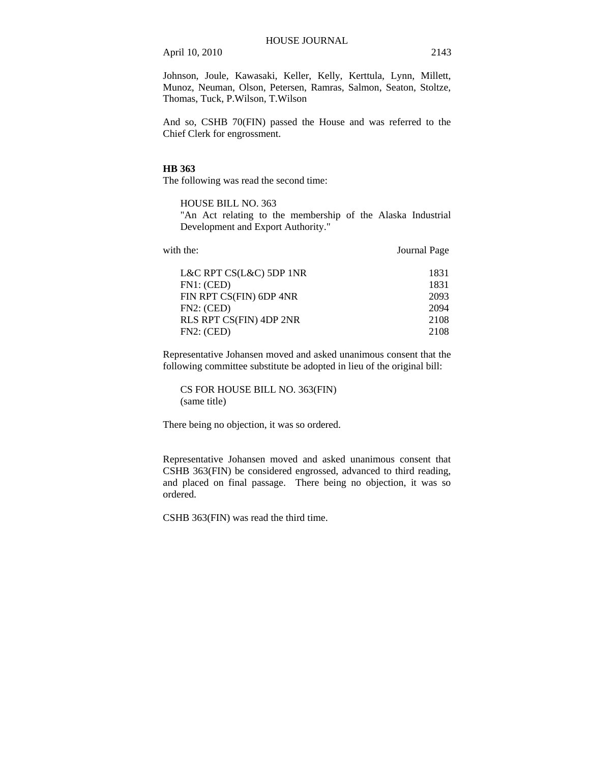Johnson, Joule, Kawasaki, Keller, Kelly, Kerttula, Lynn, Millett, Munoz, Neuman, Olson, Petersen, Ramras, Salmon, Seaton, Stoltze, Thomas, Tuck, P.Wilson, T.Wilson

And so, CSHB 70(FIN) passed the House and was referred to the Chief Clerk for engrossment.

**HB 363**

The following was read the second time:

HOUSE BILL NO. 363
"An Act relating to the membership of the Alaska Industrial Development and Export Authority."

| with the: | Journal Page |
|---|---|
| L&C RPT CS(L&C) 5DP 1NR | 1831 |
| FN1: (CED) | 1831 |
| FIN RPT CS(FIN) 6DP 4NR | 2093 |
| FN2: (CED) | 2094 |
| RLS RPT CS(FIN) 4DP 2NR | 2108 |
| FN2: (CED) | 2108 |

Representative Johansen moved and asked unanimous consent that the following committee substitute be adopted in lieu of the original bill:

CS FOR HOUSE BILL NO. 363(FIN)
(same title)

There being no objection, it was so ordered.

Representative Johansen moved and asked unanimous consent that CSHB 363(FIN) be considered engrossed, advanced to third reading, and placed on final passage. There being no objection, it was so ordered.

CSHB 363(FIN) was read the third time.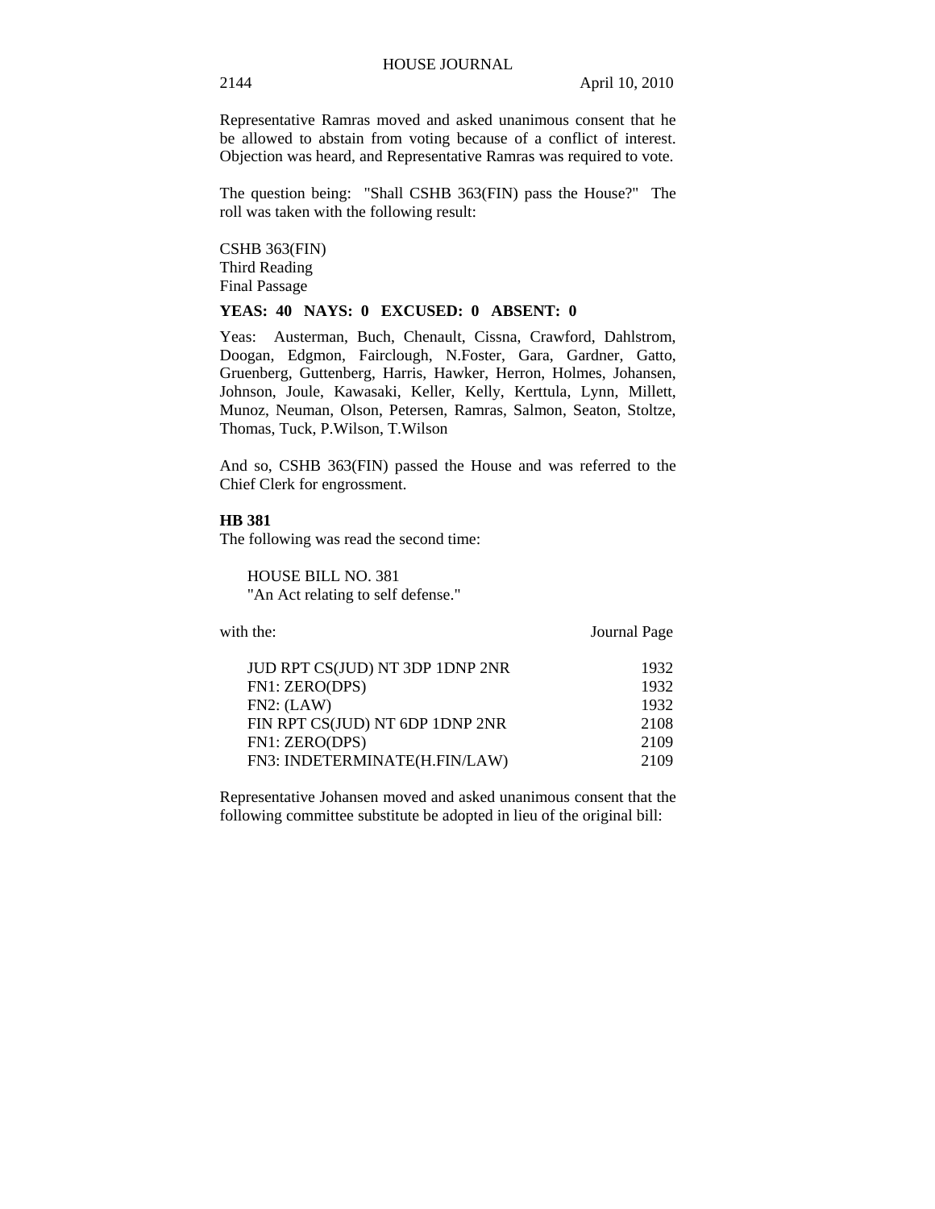Representative Ramras moved and asked unanimous consent that he be allowed to abstain from voting because of a conflict of interest. Objection was heard, and Representative Ramras was required to vote.

The question being: "Shall CSHB 363(FIN) pass the House?" The roll was taken with the following result:

CSHB 363(FIN)
Third Reading
Final Passage

**YEAS: 40 NAYS: 0 EXCUSED: 0 ABSENT: 0**

Yeas: Austerman, Buch, Chenault, Cissna, Crawford, Dahlstrom, Doogan, Edgmon, Fairclough, N.Foster, Gara, Gardner, Gatto, Gruenberg, Guttenberg, Harris, Hawker, Herron, Holmes, Johansen, Johnson, Joule, Kawasaki, Keller, Kelly, Kerttula, Lynn, Millett, Munoz, Neuman, Olson, Petersen, Ramras, Salmon, Seaton, Stoltze, Thomas, Tuck, P.Wilson, T.Wilson

And so, CSHB 363(FIN) passed the House and was referred to the Chief Clerk for engrossment.

**HB 381**

The following was read the second time:

HOUSE BILL NO. 381
"An Act relating to self defense."

| with the: | Journal Page |
|---|---|
| JUD RPT CS(JUD) NT 3DP 1DNP 2NR | 1932 |
| FN1: ZERO(DPS) | 1932 |
| FN2: (LAW) | 1932 |
| FIN RPT CS(JUD) NT 6DP 1DNP 2NR | 2108 |
| FN1: ZERO(DPS) | 2109 |
| FN3: INDETERMINATE(H.FIN/LAW) | 2109 |

Representative Johansen moved and asked unanimous consent that the following committee substitute be adopted in lieu of the original bill: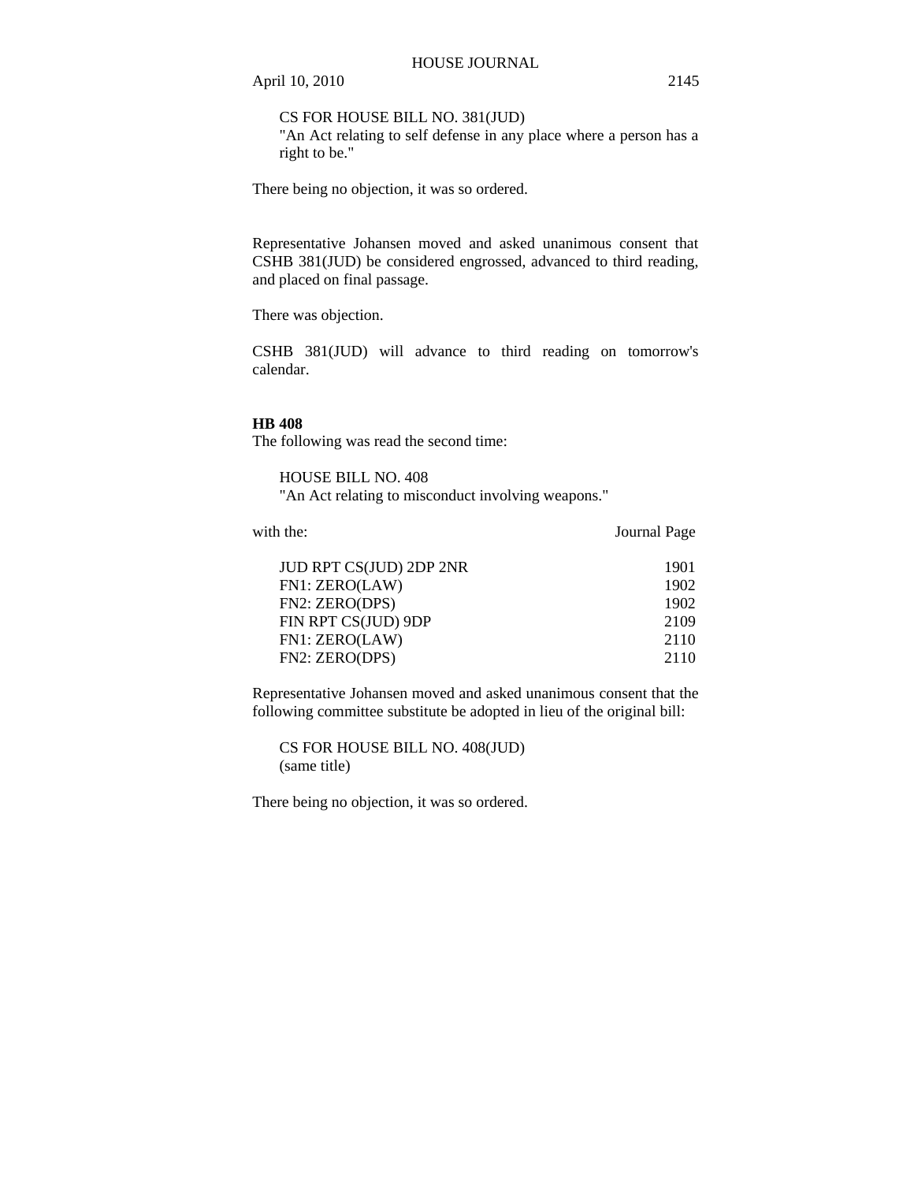CS FOR HOUSE BILL NO. 381(JUD)
"An Act relating to self defense in any place where a person has a right to be."

There being no objection, it was so ordered.

Representative Johansen moved and asked unanimous consent that CSHB 381(JUD) be considered engrossed, advanced to third reading, and placed on final passage.

There was objection.

CSHB 381(JUD) will advance to third reading on tomorrow's calendar.

**HB 408**
The following was read the second time:

HOUSE BILL NO. 408
"An Act relating to misconduct involving weapons."

| with the: | Journal Page |
|---|---|
| JUD RPT CS(JUD) 2DP 2NR | 1901 |
| FN1: ZERO(LAW) | 1902 |
| FN2: ZERO(DPS) | 1902 |
| FIN RPT CS(JUD) 9DP | 2109 |
| FN1: ZERO(LAW) | 2110 |
| FN2: ZERO(DPS) | 2110 |

Representative Johansen moved and asked unanimous consent that the following committee substitute be adopted in lieu of the original bill:

CS FOR HOUSE BILL NO. 408(JUD)
(same title)

There being no objection, it was so ordered.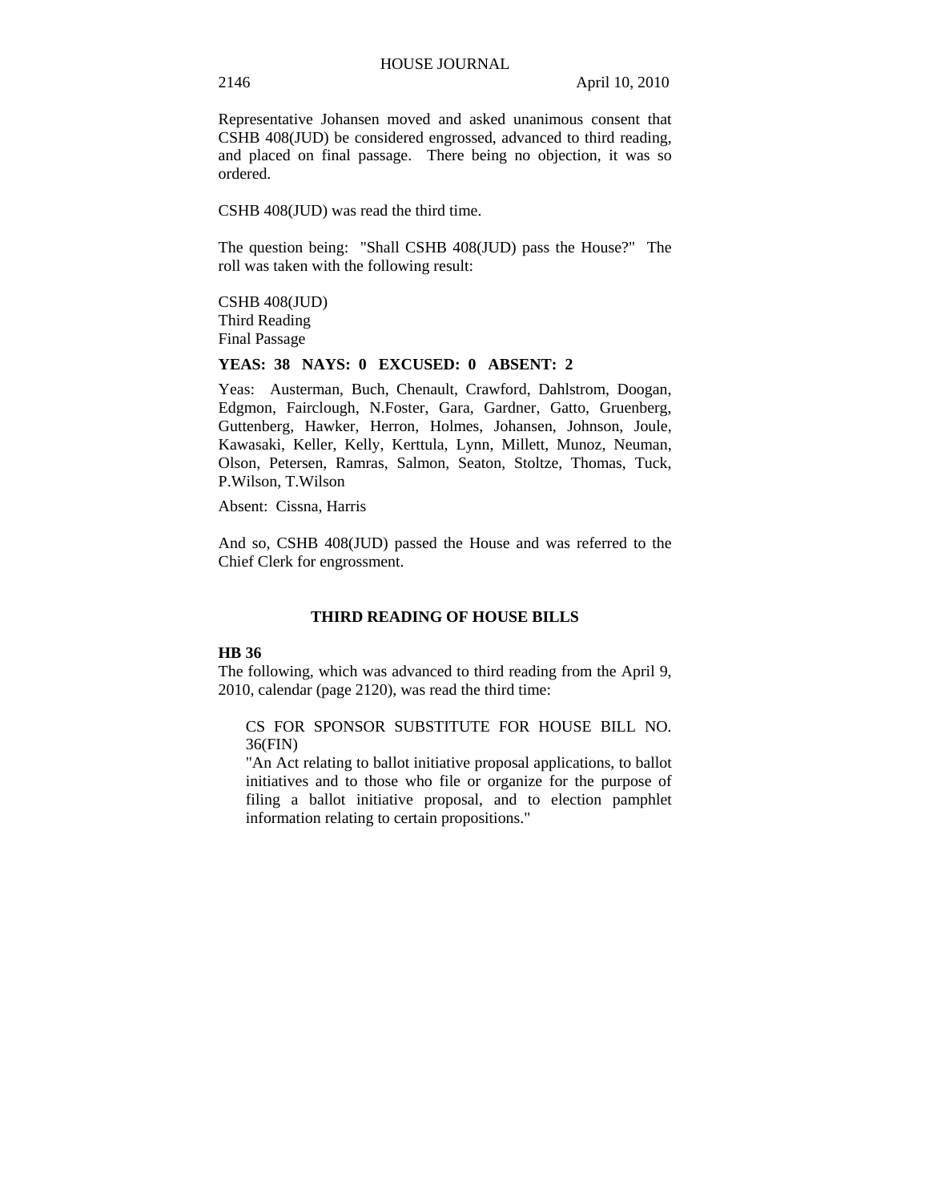Representative Johansen moved and asked unanimous consent that CSHB 408(JUD) be considered engrossed, advanced to third reading, and placed on final passage. There being no objection, it was so ordered.

CSHB 408(JUD) was read the third time.

The question being: "Shall CSHB 408(JUD) pass the House?" The roll was taken with the following result:

CSHB 408(JUD)
Third Reading
Final Passage

**YEAS: 38 NAYS: 0 EXCUSED: 0 ABSENT: 2**

Yeas: Austerman, Buch, Chenault, Crawford, Dahlstrom, Doogan, Edgmon, Fairclough, N.Foster, Gara, Gardner, Gatto, Gruenberg, Guttenberg, Hawker, Herron, Holmes, Johansen, Johnson, Joule, Kawasaki, Keller, Kelly, Kerttula, Lynn, Millett, Munoz, Neuman, Olson, Petersen, Ramras, Salmon, Seaton, Stoltze, Thomas, Tuck, P.Wilson, T.Wilson

Absent: Cissna, Harris

And so, CSHB 408(JUD) passed the House and was referred to the Chief Clerk for engrossment.

## THIRD READING OF HOUSE BILLS

**HB 36**

The following, which was advanced to third reading from the April 9, 2010, calendar (page 2120), was read the third time:

> CS FOR SPONSOR SUBSTITUTE FOR HOUSE BILL NO. 36(FIN)
> "An Act relating to ballot initiative proposal applications, to ballot initiatives and to those who file or organize for the purpose of filing a ballot initiative proposal, and to election pamphlet information relating to certain propositions."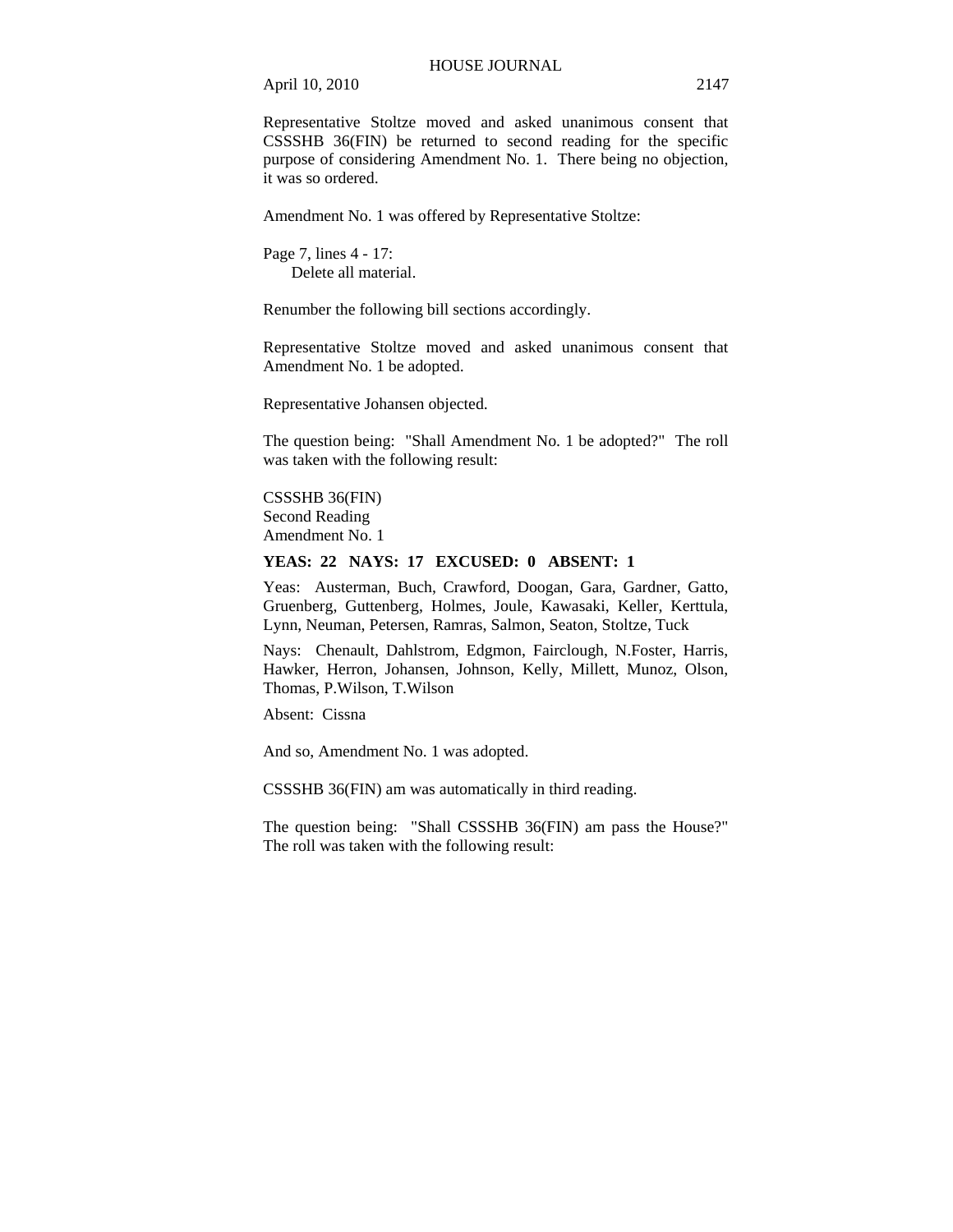Representative Stoltze moved and asked unanimous consent that CSSSHB 36(FIN) be returned to second reading for the specific purpose of considering Amendment No. 1. There being no objection, it was so ordered.

Amendment No. 1 was offered by Representative Stoltze:

Page 7, lines 4 - 17:
  Delete all material.

Renumber the following bill sections accordingly.

Representative Stoltze moved and asked unanimous consent that Amendment No. 1 be adopted.

Representative Johansen objected.

The question being: "Shall Amendment No. 1 be adopted?" The roll was taken with the following result:

CSSSHB 36(FIN)
Second Reading
Amendment No. 1

**YEAS: 22 NAYS: 17 EXCUSED: 0 ABSENT: 1**

Yeas: Austerman, Buch, Crawford, Doogan, Gara, Gardner, Gatto, Gruenberg, Guttenberg, Holmes, Joule, Kawasaki, Keller, Kerttula, Lynn, Neuman, Petersen, Ramras, Salmon, Seaton, Stoltze, Tuck

Nays: Chenault, Dahlstrom, Edgmon, Fairclough, N.Foster, Harris, Hawker, Herron, Johansen, Johnson, Kelly, Millett, Munoz, Olson, Thomas, P.Wilson, T.Wilson

Absent: Cissna

And so, Amendment No. 1 was adopted.

CSSSHB 36(FIN) am was automatically in third reading.

The question being: "Shall CSSSHB 36(FIN) am pass the House?" The roll was taken with the following result: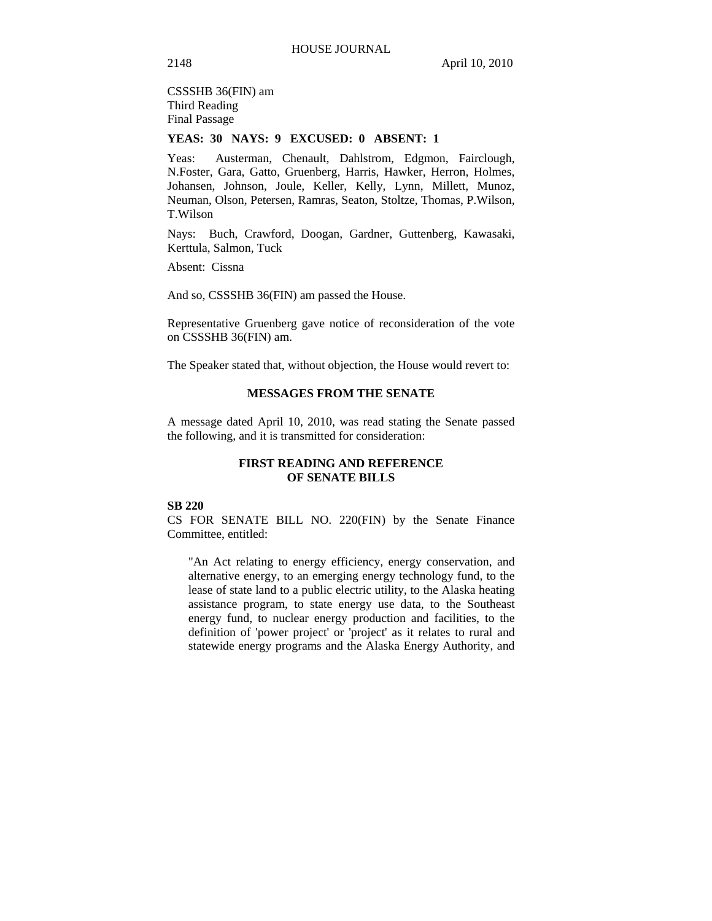CSSSHB 36(FIN) am
Third Reading
Final Passage

**YEAS: 30 NAYS: 9 EXCUSED: 0 ABSENT: 1**

Yeas: Austerman, Chenault, Dahlstrom, Edgmon, Fairclough, N.Foster, Gara, Gatto, Gruenberg, Harris, Hawker, Herron, Holmes, Johansen, Johnson, Joule, Keller, Kelly, Lynn, Millett, Munoz, Neuman, Olson, Petersen, Ramras, Seaton, Stoltze, Thomas, P.Wilson, T.Wilson

Nays: Buch, Crawford, Doogan, Gardner, Guttenberg, Kawasaki, Kerttula, Salmon, Tuck

Absent: Cissna

And so, CSSSHB 36(FIN) am passed the House.

Representative Gruenberg gave notice of reconsideration of the vote on CSSSHB 36(FIN) am.

The Speaker stated that, without objection, the House would revert to:

**MESSAGES FROM THE SENATE**

A message dated April 10, 2010, was read stating the Senate passed the following, and it is transmitted for consideration:

**FIRST READING AND REFERENCE OF SENATE BILLS**

**SB 220**

CS FOR SENATE BILL NO. 220(FIN) by the Senate Finance Committee, entitled:

"An Act relating to energy efficiency, energy conservation, and alternative energy, to an emerging energy technology fund, to the lease of state land to a public electric utility, to the Alaska heating assistance program, to state energy use data, to the Southeast energy fund, to nuclear energy production and facilities, to the definition of 'power project' or 'project' as it relates to rural and statewide energy programs and the Alaska Energy Authority, and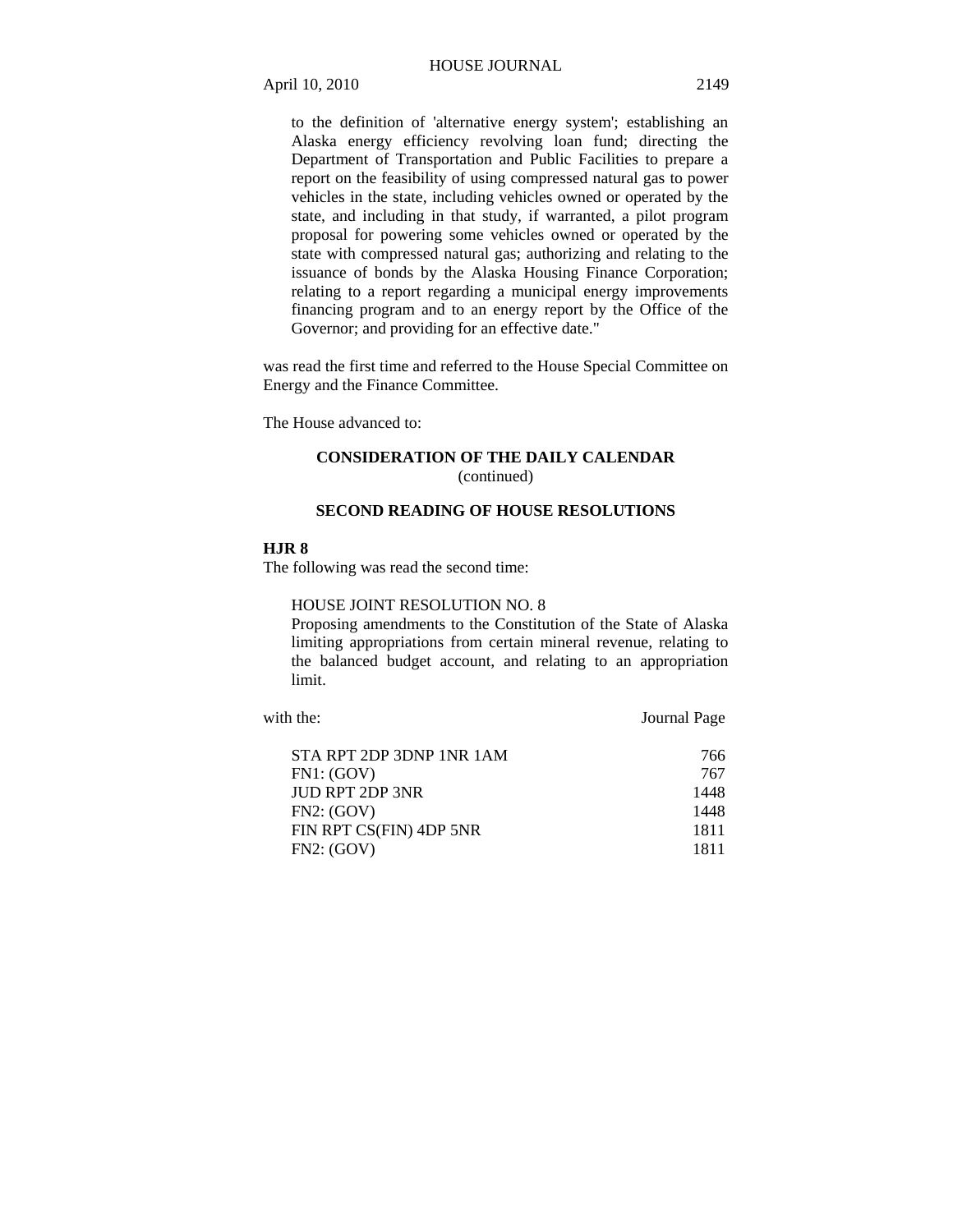to the definition of 'alternative energy system'; establishing an Alaska energy efficiency revolving loan fund; directing the Department of Transportation and Public Facilities to prepare a report on the feasibility of using compressed natural gas to power vehicles in the state, including vehicles owned or operated by the state, and including in that study, if warranted, a pilot program proposal for powering some vehicles owned or operated by the state with compressed natural gas; authorizing and relating to the issuance of bonds by the Alaska Housing Finance Corporation; relating to a report regarding a municipal energy improvements financing program and to an energy report by the Office of the Governor; and providing for an effective date."

was read the first time and referred to the House Special Committee on Energy and the Finance Committee.

The House advanced to:

## CONSIDERATION OF THE DAILY CALENDAR
(continued)

## SECOND READING OF HOUSE RESOLUTIONS

**HJR 8**

The following was read the second time:

HOUSE JOINT RESOLUTION NO. 8
Proposing amendments to the Constitution of the State of Alaska limiting appropriations from certain mineral revenue, relating to the balanced budget account, and relating to an appropriation limit.

| with the: | Journal Page |
| --- | --- |
| STA RPT 2DP 3DNP 1NR 1AM | 766 |
| FN1: (GOV) | 767 |
| JUD RPT 2DP 3NR | 1448 |
| FN2: (GOV) | 1448 |
| FIN RPT CS(FIN) 4DP 5NR | 1811 |
| FN2: (GOV) | 1811 |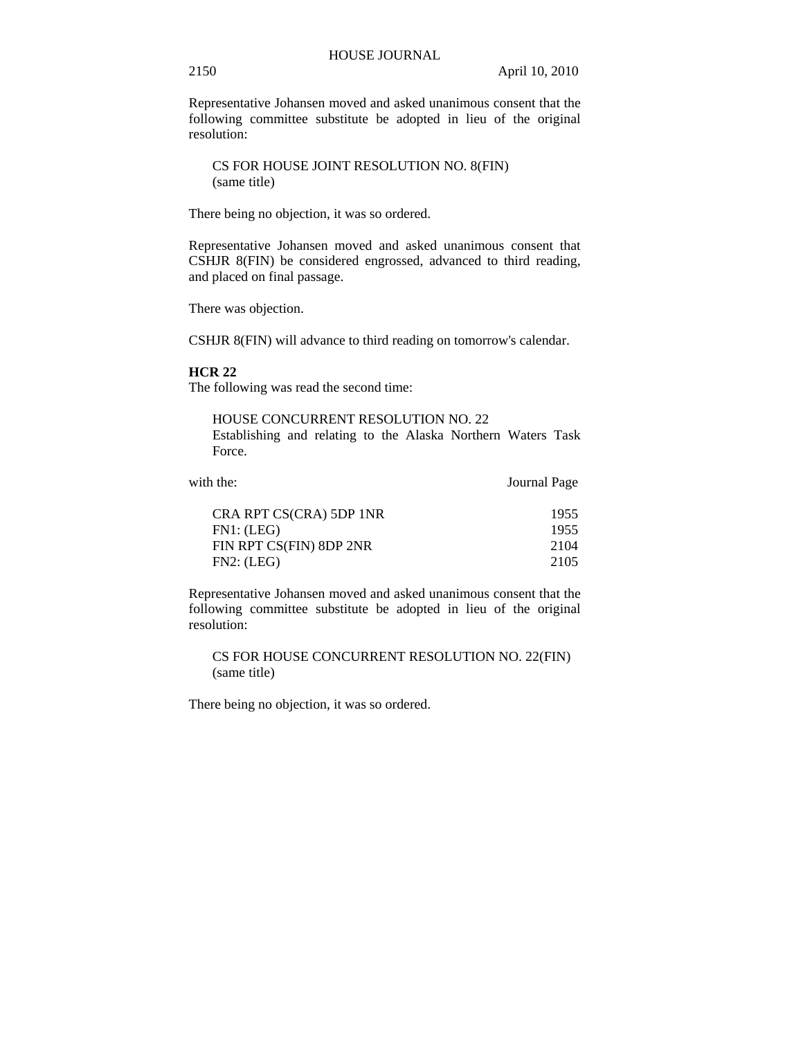Representative Johansen moved and asked unanimous consent that the following committee substitute be adopted in lieu of the original resolution:

CS FOR HOUSE JOINT RESOLUTION NO. 8(FIN)
(same title)

There being no objection, it was so ordered.

Representative Johansen moved and asked unanimous consent that CSHJR 8(FIN) be considered engrossed, advanced to third reading, and placed on final passage.

There was objection.

CSHJR 8(FIN) will advance to third reading on tomorrow's calendar.

**HCR 22**
The following was read the second time:

HOUSE CONCURRENT RESOLUTION NO. 22
Establishing and relating to the Alaska Northern Waters Task Force.

| with the: | Journal Page |
|---|---|
| CRA RPT CS(CRA) 5DP 1NR | 1955 |
| FN1: (LEG) | 1955 |
| FIN RPT CS(FIN) 8DP 2NR | 2104 |
| FN2: (LEG) | 2105 |

Representative Johansen moved and asked unanimous consent that the following committee substitute be adopted in lieu of the original resolution:

CS FOR HOUSE CONCURRENT RESOLUTION NO. 22(FIN)
(same title)

There being no objection, it was so ordered.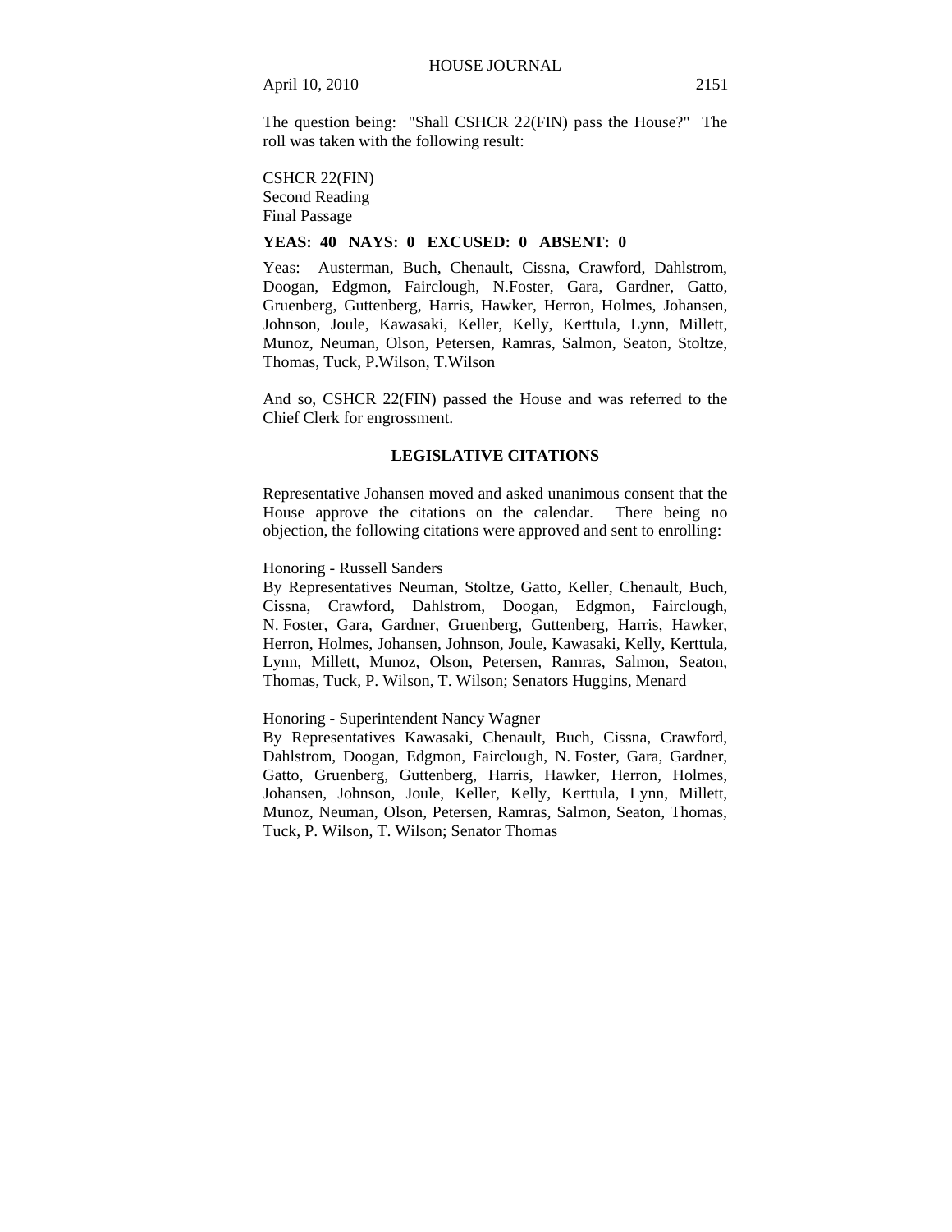The question being: "Shall CSHCR 22(FIN) pass the House?" The roll was taken with the following result:

CSHCR 22(FIN)
Second Reading
Final Passage

**YEAS: 40 NAYS: 0 EXCUSED: 0 ABSENT: 0**

Yeas: Austerman, Buch, Chenault, Cissna, Crawford, Dahlstrom, Doogan, Edgmon, Fairclough, N.Foster, Gara, Gardner, Gatto, Gruenberg, Guttenberg, Harris, Hawker, Herron, Holmes, Johansen, Johnson, Joule, Kawasaki, Keller, Kelly, Kerttula, Lynn, Millett, Munoz, Neuman, Olson, Petersen, Ramras, Salmon, Seaton, Stoltze, Thomas, Tuck, P.Wilson, T.Wilson

And so, CSHCR 22(FIN) passed the House and was referred to the Chief Clerk for engrossment.

## LEGISLATIVE CITATIONS

Representative Johansen moved and asked unanimous consent that the House approve the citations on the calendar. There being no objection, the following citations were approved and sent to enrolling:

Honoring - Russell Sanders
By Representatives Neuman, Stoltze, Gatto, Keller, Chenault, Buch, Cissna, Crawford, Dahlstrom, Doogan, Edgmon, Fairclough, N. Foster, Gara, Gardner, Gruenberg, Guttenberg, Harris, Hawker, Herron, Holmes, Johansen, Johnson, Joule, Kawasaki, Kelly, Kerttula, Lynn, Millett, Munoz, Olson, Petersen, Ramras, Salmon, Seaton, Thomas, Tuck, P. Wilson, T. Wilson; Senators Huggins, Menard

Honoring - Superintendent Nancy Wagner
By Representatives Kawasaki, Chenault, Buch, Cissna, Crawford, Dahlstrom, Doogan, Edgmon, Fairclough, N. Foster, Gara, Gardner, Gatto, Gruenberg, Guttenberg, Harris, Hawker, Herron, Holmes, Johansen, Johnson, Joule, Keller, Kelly, Kerttula, Lynn, Millett, Munoz, Neuman, Olson, Petersen, Ramras, Salmon, Seaton, Thomas, Tuck, P. Wilson, T. Wilson; Senator Thomas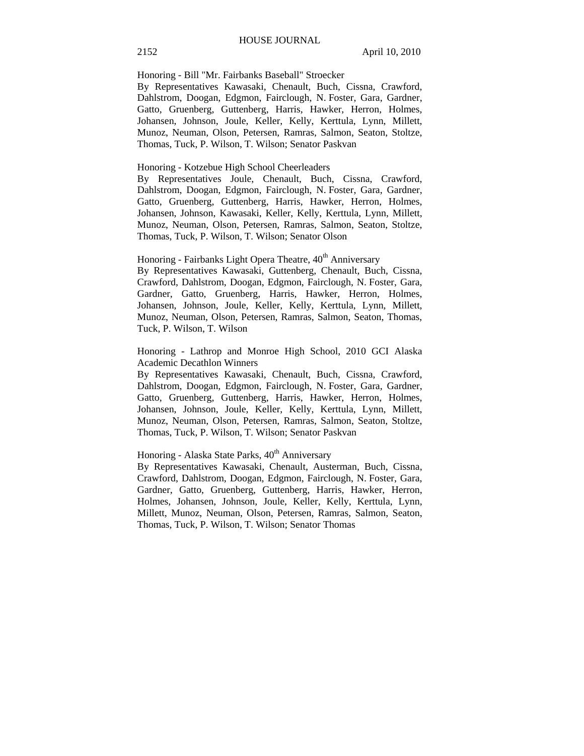Honoring - Bill "Mr. Fairbanks Baseball" Stroecker
By Representatives Kawasaki, Chenault, Buch, Cissna, Crawford, Dahlstrom, Doogan, Edgmon, Fairclough, N. Foster, Gara, Gardner, Gatto, Gruenberg, Guttenberg, Harris, Hawker, Herron, Holmes, Johansen, Johnson, Joule, Keller, Kelly, Kerttula, Lynn, Millett, Munoz, Neuman, Olson, Petersen, Ramras, Salmon, Seaton, Stoltze, Thomas, Tuck, P. Wilson, T. Wilson; Senator Paskvan

Honoring - Kotzebue High School Cheerleaders
By Representatives Joule, Chenault, Buch, Cissna, Crawford, Dahlstrom, Doogan, Edgmon, Fairclough, N. Foster, Gara, Gardner, Gatto, Gruenberg, Guttenberg, Harris, Hawker, Herron, Holmes, Johansen, Johnson, Kawasaki, Keller, Kelly, Kerttula, Lynn, Millett, Munoz, Neuman, Olson, Petersen, Ramras, Salmon, Seaton, Stoltze, Thomas, Tuck, P. Wilson, T. Wilson; Senator Olson

Honoring - Fairbanks Light Opera Theatre, 40th Anniversary
By Representatives Kawasaki, Guttenberg, Chenault, Buch, Cissna, Crawford, Dahlstrom, Doogan, Edgmon, Fairclough, N. Foster, Gara, Gardner, Gatto, Gruenberg, Harris, Hawker, Herron, Holmes, Johansen, Johnson, Joule, Keller, Kelly, Kerttula, Lynn, Millett, Munoz, Neuman, Olson, Petersen, Ramras, Salmon, Seaton, Thomas, Tuck, P. Wilson, T. Wilson

Honoring - Lathrop and Monroe High School, 2010 GCI Alaska Academic Decathlon Winners
By Representatives Kawasaki, Chenault, Buch, Cissna, Crawford, Dahlstrom, Doogan, Edgmon, Fairclough, N. Foster, Gara, Gardner, Gatto, Gruenberg, Guttenberg, Harris, Hawker, Herron, Holmes, Johansen, Johnson, Joule, Keller, Kelly, Kerttula, Lynn, Millett, Munoz, Neuman, Olson, Petersen, Ramras, Salmon, Seaton, Stoltze, Thomas, Tuck, P. Wilson, T. Wilson; Senator Paskvan

Honoring - Alaska State Parks, 40th Anniversary
By Representatives Kawasaki, Chenault, Austerman, Buch, Cissna, Crawford, Dahlstrom, Doogan, Edgmon, Fairclough, N. Foster, Gara, Gardner, Gatto, Gruenberg, Guttenberg, Harris, Hawker, Herron, Holmes, Johansen, Johnson, Joule, Keller, Kelly, Kerttula, Lynn, Millett, Munoz, Neuman, Olson, Petersen, Ramras, Salmon, Seaton, Thomas, Tuck, P. Wilson, T. Wilson; Senator Thomas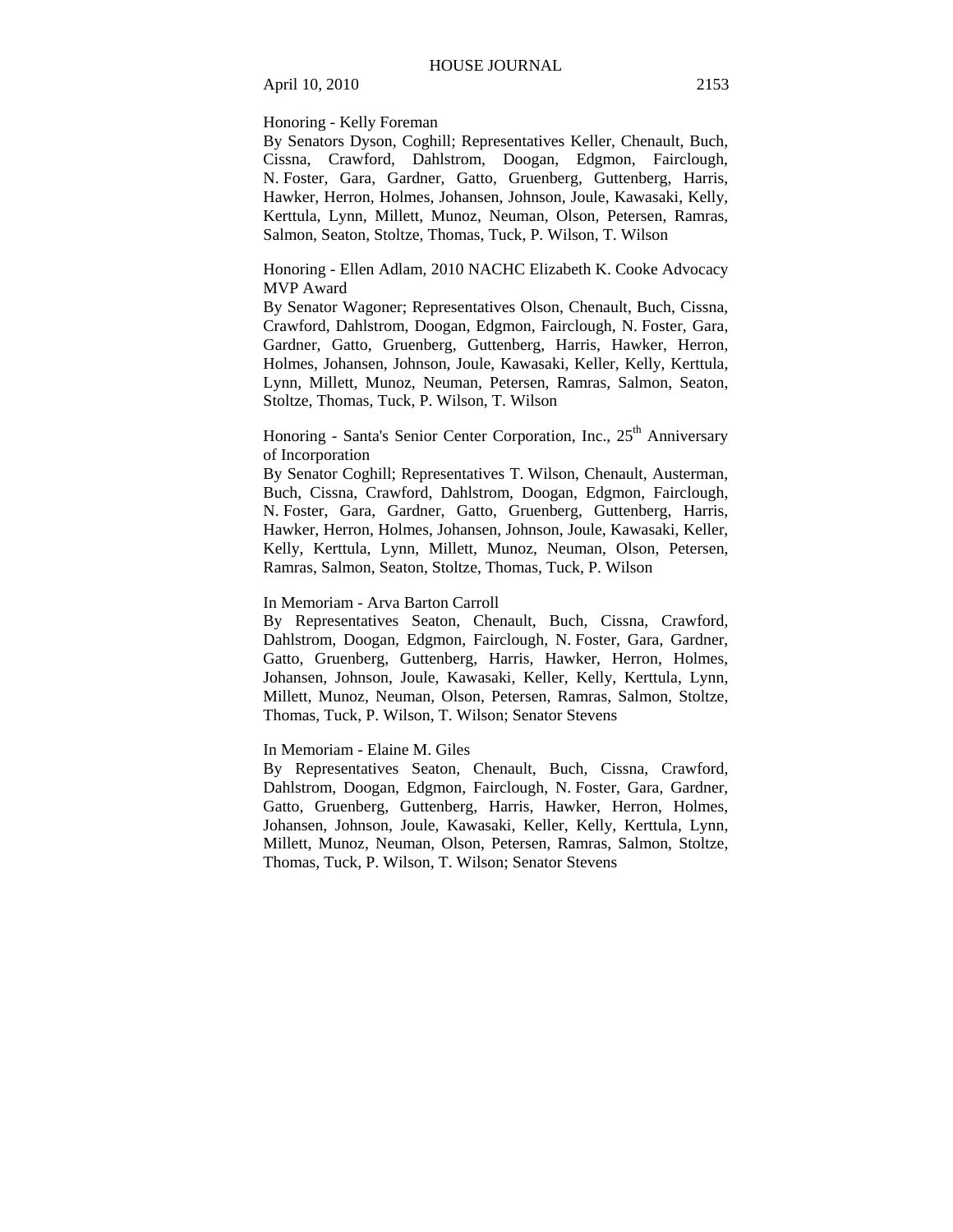Honoring - Kelly Foreman

By Senators Dyson, Coghill; Representatives Keller, Chenault, Buch, Cissna, Crawford, Dahlstrom, Doogan, Edgmon, Fairclough, N. Foster, Gara, Gardner, Gatto, Gruenberg, Guttenberg, Harris, Hawker, Herron, Holmes, Johansen, Johnson, Joule, Kawasaki, Kelly, Kerttula, Lynn, Millett, Munoz, Neuman, Olson, Petersen, Ramras, Salmon, Seaton, Stoltze, Thomas, Tuck, P. Wilson, T. Wilson

Honoring - Ellen Adlam, 2010 NACHC Elizabeth K. Cooke Advocacy MVP Award

By Senator Wagoner; Representatives Olson, Chenault, Buch, Cissna, Crawford, Dahlstrom, Doogan, Edgmon, Fairclough, N. Foster, Gara, Gardner, Gatto, Gruenberg, Guttenberg, Harris, Hawker, Herron, Holmes, Johansen, Johnson, Joule, Kawasaki, Keller, Kelly, Kerttula, Lynn, Millett, Munoz, Neuman, Petersen, Ramras, Salmon, Seaton, Stoltze, Thomas, Tuck, P. Wilson, T. Wilson

Honoring - Santa's Senior Center Corporation, Inc., 25th Anniversary of Incorporation

By Senator Coghill; Representatives T. Wilson, Chenault, Austerman, Buch, Cissna, Crawford, Dahlstrom, Doogan, Edgmon, Fairclough, N. Foster, Gara, Gardner, Gatto, Gruenberg, Guttenberg, Harris, Hawker, Herron, Holmes, Johansen, Johnson, Joule, Kawasaki, Keller, Kelly, Kerttula, Lynn, Millett, Munoz, Neuman, Olson, Petersen, Ramras, Salmon, Seaton, Stoltze, Thomas, Tuck, P. Wilson

In Memoriam - Arva Barton Carroll

By Representatives Seaton, Chenault, Buch, Cissna, Crawford, Dahlstrom, Doogan, Edgmon, Fairclough, N. Foster, Gara, Gardner, Gatto, Gruenberg, Guttenberg, Harris, Hawker, Herron, Holmes, Johansen, Johnson, Joule, Kawasaki, Keller, Kelly, Kerttula, Lynn, Millett, Munoz, Neuman, Olson, Petersen, Ramras, Salmon, Stoltze, Thomas, Tuck, P. Wilson, T. Wilson; Senator Stevens

In Memoriam - Elaine M. Giles

By Representatives Seaton, Chenault, Buch, Cissna, Crawford, Dahlstrom, Doogan, Edgmon, Fairclough, N. Foster, Gara, Gardner, Gatto, Gruenberg, Guttenberg, Harris, Hawker, Herron, Holmes, Johansen, Johnson, Joule, Kawasaki, Keller, Kelly, Kerttula, Lynn, Millett, Munoz, Neuman, Olson, Petersen, Ramras, Salmon, Stoltze, Thomas, Tuck, P. Wilson, T. Wilson; Senator Stevens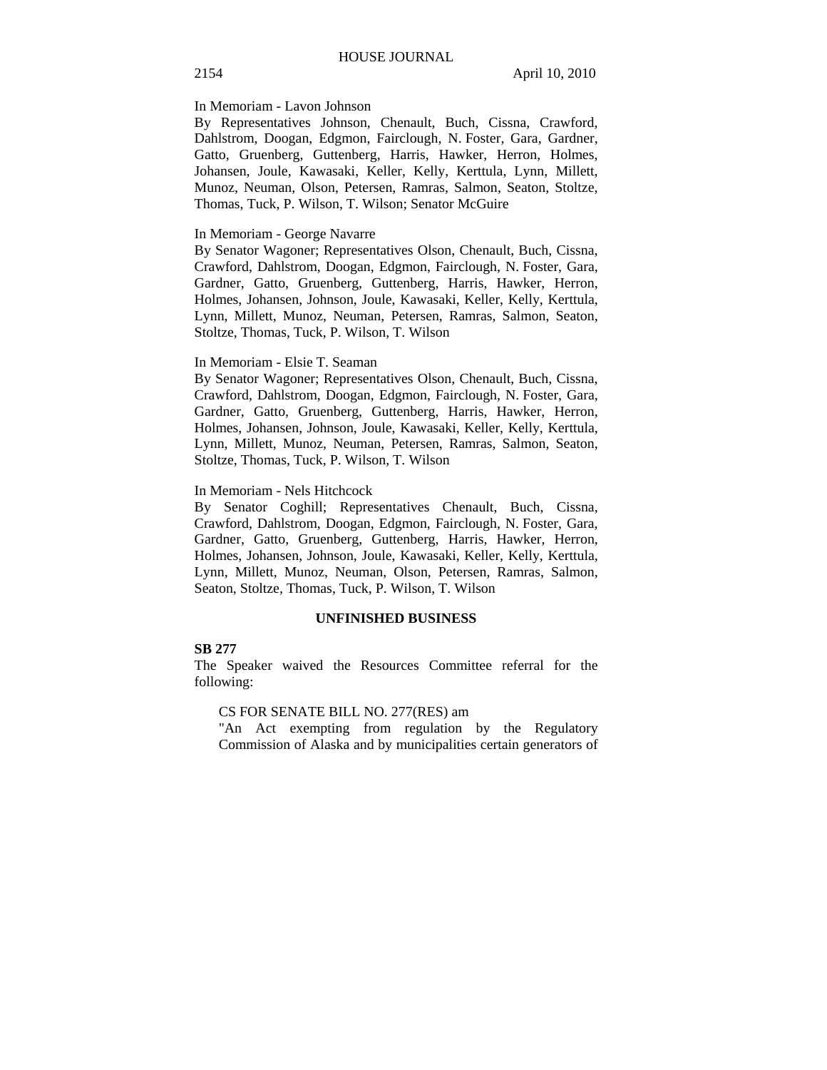In Memoriam - Lavon Johnson

By Representatives Johnson, Chenault, Buch, Cissna, Crawford, Dahlstrom, Doogan, Edgmon, Fairclough, N. Foster, Gara, Gardner, Gatto, Gruenberg, Guttenberg, Harris, Hawker, Herron, Holmes, Johansen, Joule, Kawasaki, Keller, Kelly, Kerttula, Lynn, Millett, Munoz, Neuman, Olson, Petersen, Ramras, Salmon, Seaton, Stoltze, Thomas, Tuck, P. Wilson, T. Wilson; Senator McGuire

In Memoriam - George Navarre

By Senator Wagoner; Representatives Olson, Chenault, Buch, Cissna, Crawford, Dahlstrom, Doogan, Edgmon, Fairclough, N. Foster, Gara, Gardner, Gatto, Gruenberg, Guttenberg, Harris, Hawker, Herron, Holmes, Johansen, Johnson, Joule, Kawasaki, Keller, Kelly, Kerttula, Lynn, Millett, Munoz, Neuman, Petersen, Ramras, Salmon, Seaton, Stoltze, Thomas, Tuck, P. Wilson, T. Wilson

In Memoriam - Elsie T. Seaman

By Senator Wagoner; Representatives Olson, Chenault, Buch, Cissna, Crawford, Dahlstrom, Doogan, Edgmon, Fairclough, N. Foster, Gara, Gardner, Gatto, Gruenberg, Guttenberg, Harris, Hawker, Herron, Holmes, Johansen, Johnson, Joule, Kawasaki, Keller, Kelly, Kerttula, Lynn, Millett, Munoz, Neuman, Petersen, Ramras, Salmon, Seaton, Stoltze, Thomas, Tuck, P. Wilson, T. Wilson

In Memoriam - Nels Hitchcock

By Senator Coghill; Representatives Chenault, Buch, Cissna, Crawford, Dahlstrom, Doogan, Edgmon, Fairclough, N. Foster, Gara, Gardner, Gatto, Gruenberg, Guttenberg, Harris, Hawker, Herron, Holmes, Johansen, Johnson, Joule, Kawasaki, Keller, Kelly, Kerttula, Lynn, Millett, Munoz, Neuman, Olson, Petersen, Ramras, Salmon, Seaton, Stoltze, Thomas, Tuck, P. Wilson, T. Wilson

## UNFINISHED BUSINESS

**SB 277**

The Speaker waived the Resources Committee referral for the following:

CS FOR SENATE BILL NO. 277(RES) am

"An Act exempting from regulation by the Regulatory Commission of Alaska and by municipalities certain generators of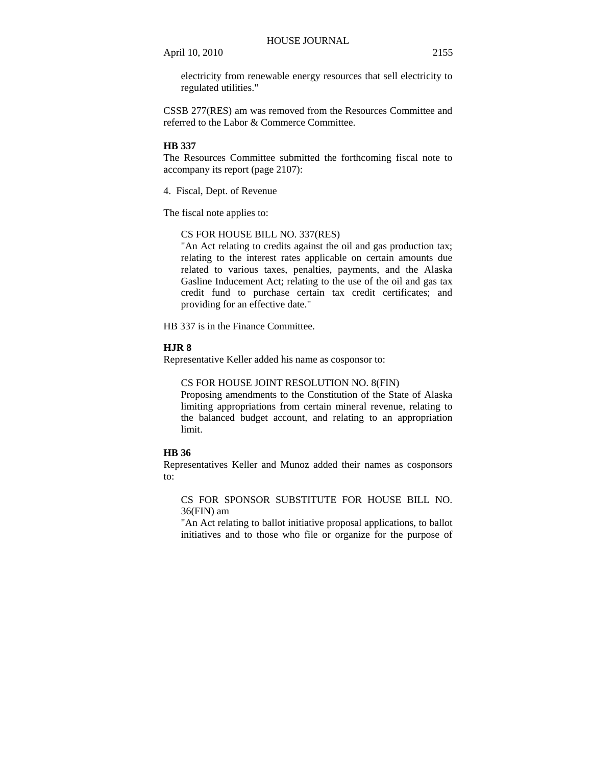electricity from renewable energy resources that sell electricity to regulated utilities."

CSSB 277(RES) am was removed from the Resources Committee and referred to the Labor & Commerce Committee.

**HB 337**

The Resources Committee submitted the forthcoming fiscal note to accompany its report (page 2107):

4. Fiscal, Dept. of Revenue

The fiscal note applies to:

CS FOR HOUSE BILL NO. 337(RES)
"An Act relating to credits against the oil and gas production tax; relating to the interest rates applicable on certain amounts due related to various taxes, penalties, payments, and the Alaska Gasline Inducement Act; relating to the use of the oil and gas tax credit fund to purchase certain tax credit certificates; and providing for an effective date."

HB 337 is in the Finance Committee.

**HJR 8**

Representative Keller added his name as cosponsor to:

CS FOR HOUSE JOINT RESOLUTION NO. 8(FIN)
Proposing amendments to the Constitution of the State of Alaska limiting appropriations from certain mineral revenue, relating to the balanced budget account, and relating to an appropriation limit.

**HB 36**

Representatives Keller and Munoz added their names as cosponsors to:

CS FOR SPONSOR SUBSTITUTE FOR HOUSE BILL NO. 36(FIN) am
"An Act relating to ballot initiative proposal applications, to ballot initiatives and to those who file or organize for the purpose of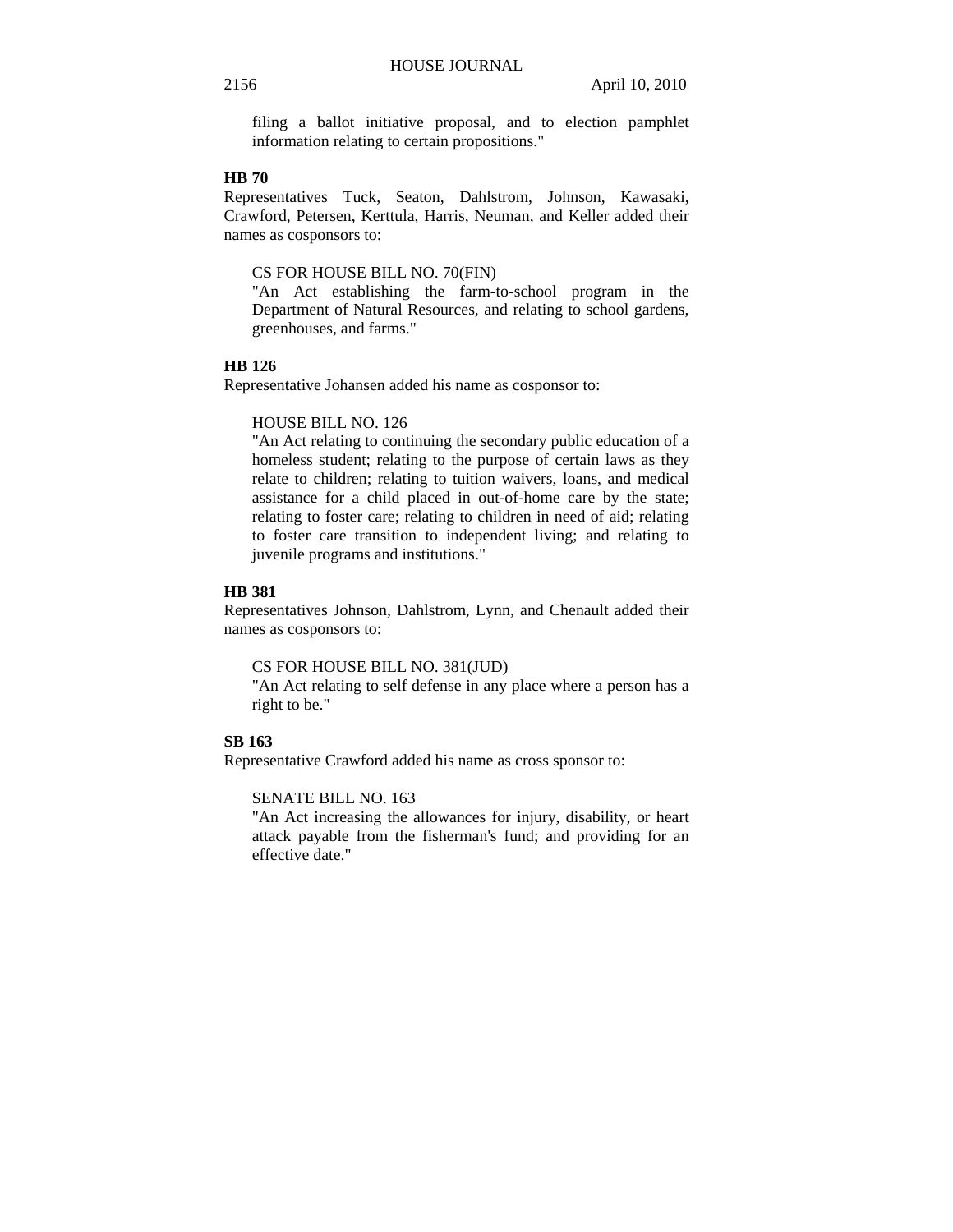filing a ballot initiative proposal, and to election pamphlet information relating to certain propositions."

**HB 70**

Representatives Tuck, Seaton, Dahlstrom, Johnson, Kawasaki, Crawford, Petersen, Kerttula, Harris, Neuman, and Keller added their names as cosponsors to:

CS FOR HOUSE BILL NO. 70(FIN)
"An Act establishing the farm-to-school program in the Department of Natural Resources, and relating to school gardens, greenhouses, and farms."

**HB 126**

Representative Johansen added his name as cosponsor to:

HOUSE BILL NO. 126
"An Act relating to continuing the secondary public education of a homeless student; relating to the purpose of certain laws as they relate to children; relating to tuition waivers, loans, and medical assistance for a child placed in out-of-home care by the state; relating to foster care; relating to children in need of aid; relating to foster care transition to independent living; and relating to juvenile programs and institutions."

**HB 381**

Representatives Johnson, Dahlstrom, Lynn, and Chenault added their names as cosponsors to:

CS FOR HOUSE BILL NO. 381(JUD)
"An Act relating to self defense in any place where a person has a right to be."

**SB 163**

Representative Crawford added his name as cross sponsor to:

SENATE BILL NO. 163
"An Act increasing the allowances for injury, disability, or heart attack payable from the fisherman's fund; and providing for an effective date."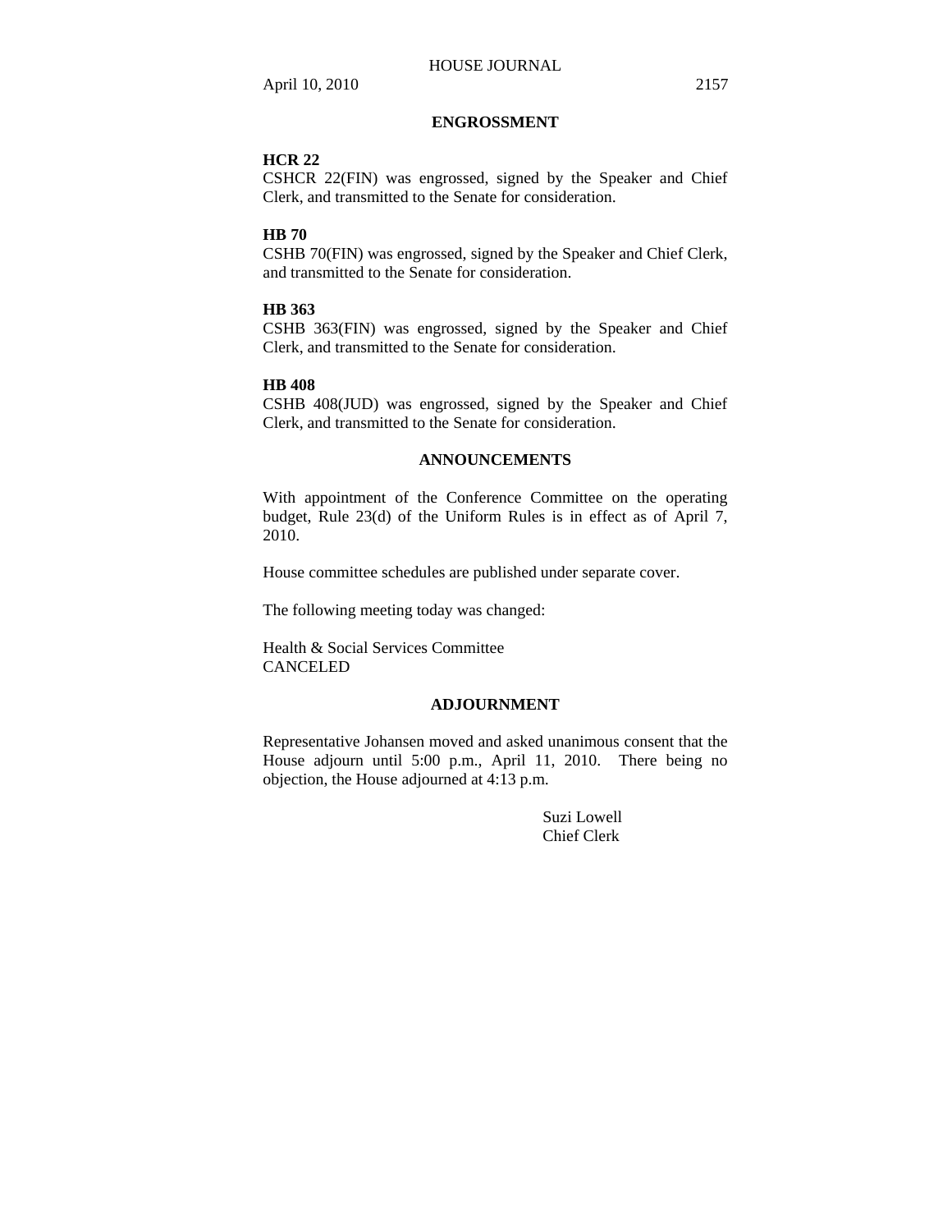## ENGROSSMENT

**HCR 22**
CSHCR 22(FIN) was engrossed, signed by the Speaker and Chief Clerk, and transmitted to the Senate for consideration.

**HB 70**
CSHB 70(FIN) was engrossed, signed by the Speaker and Chief Clerk, and transmitted to the Senate for consideration.

**HB 363**
CSHB 363(FIN) was engrossed, signed by the Speaker and Chief Clerk, and transmitted to the Senate for consideration.

**HB 408**
CSHB 408(JUD) was engrossed, signed by the Speaker and Chief Clerk, and transmitted to the Senate for consideration.

## ANNOUNCEMENTS

With appointment of the Conference Committee on the operating budget, Rule 23(d) of the Uniform Rules is in effect as of April 7, 2010.

House committee schedules are published under separate cover.

The following meeting today was changed:

Health & Social Services Committee
CANCELED

## ADJOURNMENT

Representative Johansen moved and asked unanimous consent that the House adjourn until 5:00 p.m., April 11, 2010. There being no objection, the House adjourned at 4:13 p.m.

Suzi Lowell
Chief Clerk